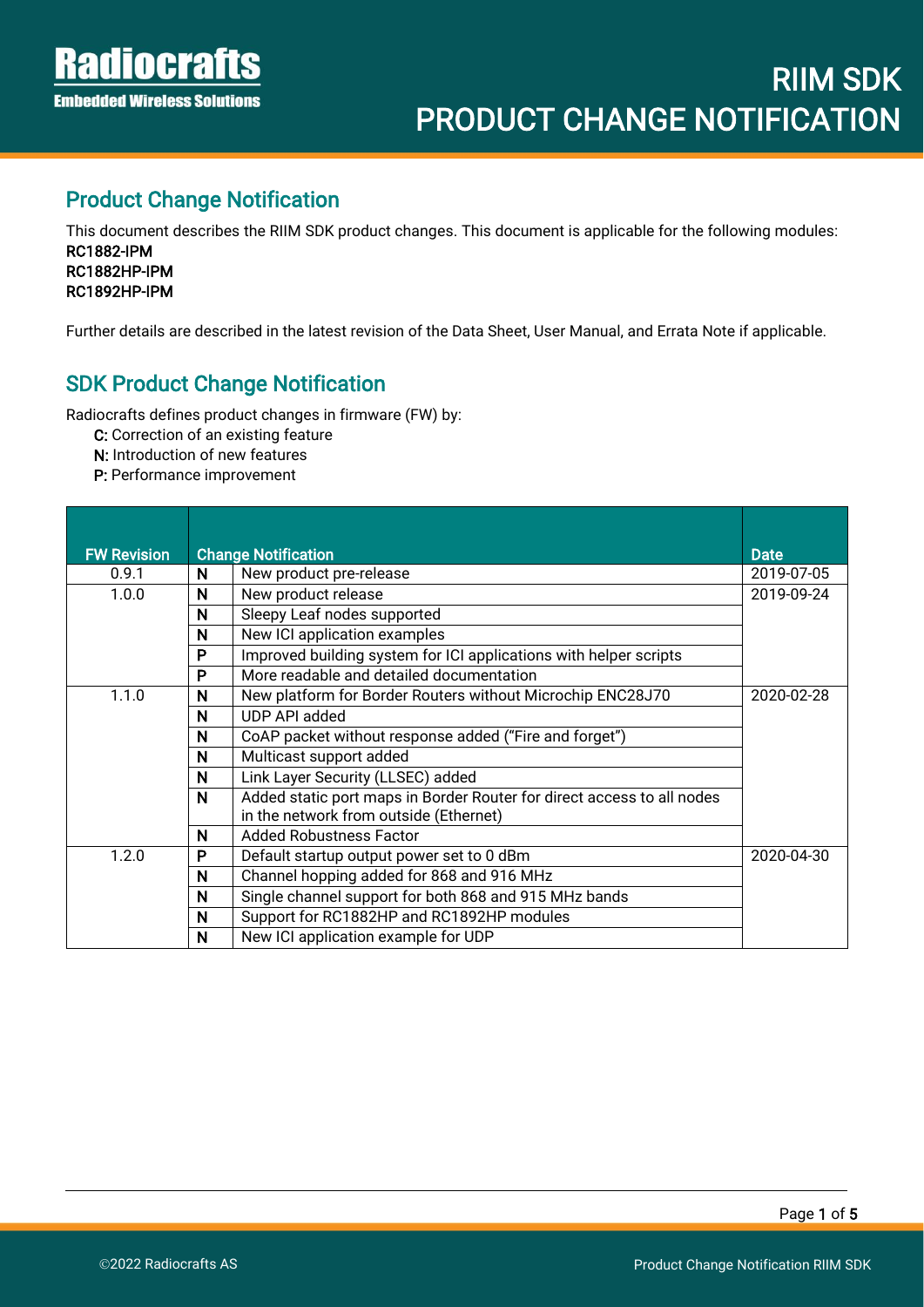## Product Change Notification

This document describes the RIIM SDK product changes. This document is applicable for the following modules:
RC1882-IPM
RC1882HP-IPM
RC1892HP-IPM

Further details are described in the latest revision of the Data Sheet, User Manual, and Errata Note if applicable.

## SDK Product Change Notification

Radiocrafts defines product changes in firmware (FW) by:

- **C:** Correction of an existing feature
- **N:** Introduction of new features
- **P:** Performance improvement

| FW Revision | Change Notification | | Date |
|---|---|---|---|
| 0.9.1 | **N** | New product pre-release | 2019-07-05 |
| 1.0.0 | **N** | New product release | 2019-09-24 |
| | **N** | Sleepy Leaf nodes supported | |
| | **N** | New ICI application examples | |
| | **P** | Improved building system for ICI applications with helper scripts | |
| | **P** | More readable and detailed documentation | |
| 1.1.0 | **N** | New platform for Border Routers without Microchip ENC28J70 | 2020-02-28 |
| | **N** | UDP API added | |
| | **N** | CoAP packet without response added ("Fire and forget") | |
| | **N** | Multicast support added | |
| | **N** | Link Layer Security (LLSEC) added | |
| | **N** | Added static port maps in Border Router for direct access to all nodes in the network from outside (Ethernet) | |
| | **N** | Added Robustness Factor | |
| 1.2.0 | **P** | Default startup output power set to 0 dBm | 2020-04-30 |
| | **N** | Channel hopping added for 868 and 916 MHz | |
| | **N** | Single channel support for both 868 and 915 MHz bands | |
| | **N** | Support for RC1882HP and RC1892HP modules | |
| | **N** | New ICI application example for UDP | |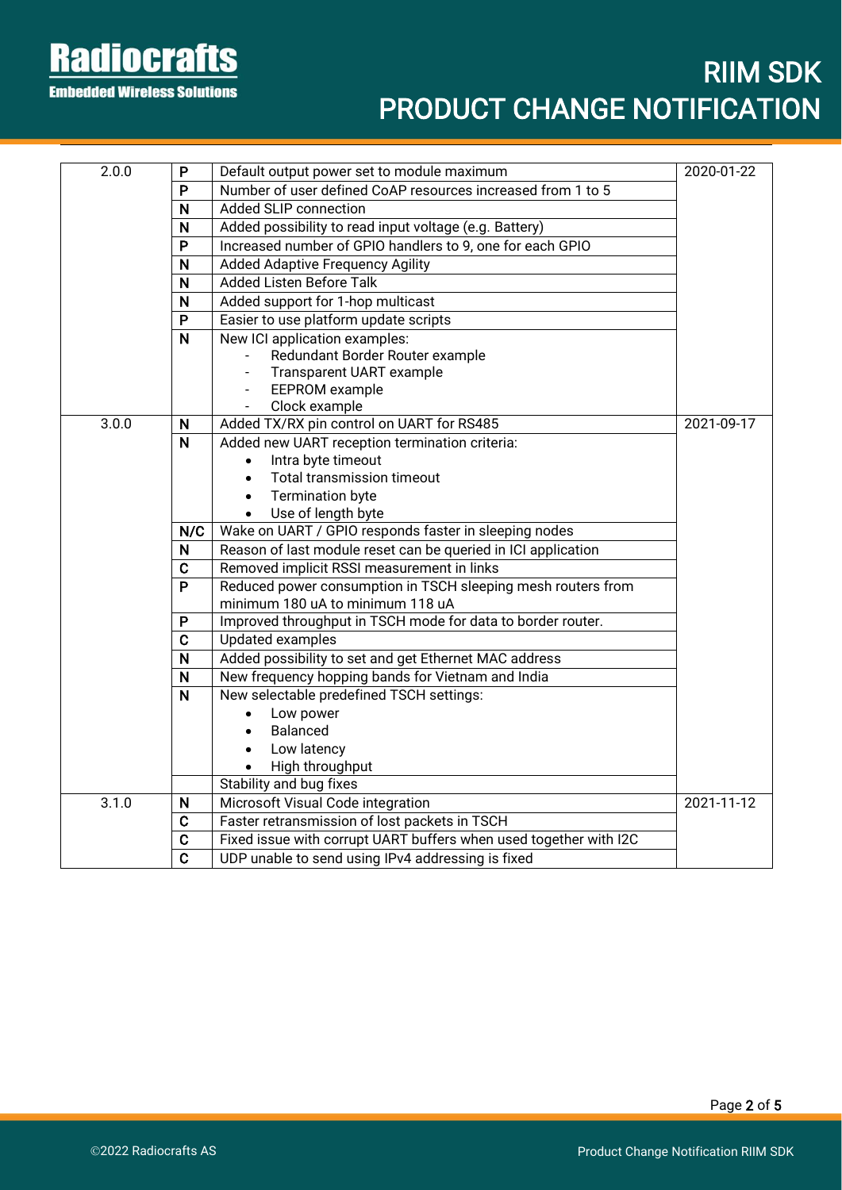| | | | |
|---|---|---|---|
| 2.0.0 | P | Default output power set to module maximum | 2020-01-22 |
| | P | Number of user defined CoAP resources increased from 1 to 5 | |
| | N | Added SLIP connection | |
| | N | Added possibility to read input voltage (e.g. Battery) | |
| | P | Increased number of GPIO handlers to 9, one for each GPIO | |
| | N | Added Adaptive Frequency Agility | |
| | N | Added Listen Before Talk | |
| | N | Added support for 1-hop multicast | |
| | P | Easier to use platform update scripts | |
| | N | New ICI application examples:<br>- Redundant Border Router example<br>- Transparent UART example<br>- EEPROM example<br>- Clock example | |
| 3.0.0 | N | Added TX/RX pin control on UART for RS485 | 2021-09-17 |
| | N | Added new UART reception termination criteria:<br>• Intra byte timeout<br>• Total transmission timeout<br>• Termination byte<br>• Use of length byte | |
| | N/C | Wake on UART / GPIO responds faster in sleeping nodes | |
| | N | Reason of last module reset can be queried in ICI application | |
| | C | Removed implicit RSSI measurement in links | |
| | P | Reduced power consumption in TSCH sleeping mesh routers from minimum 180 uA to minimum 118 uA | |
| | P | Improved throughput in TSCH mode for data to border router. | |
| | C | Updated examples | |
| | N | Added possibility to set and get Ethernet MAC address | |
| | N | New frequency hopping bands for Vietnam and India | |
| | N | New selectable predefined TSCH settings:<br>• Low power<br>• Balanced<br>• Low latency<br>• High throughput | |
| | | Stability and bug fixes | |
| 3.1.0 | N | Microsoft Visual Code integration | 2021-11-12 |
| | C | Faster retransmission of lost packets in TSCH | |
| | C | Fixed issue with corrupt UART buffers when used together with I2C | |
| | C | UDP unable to send using IPv4 addressing is fixed | |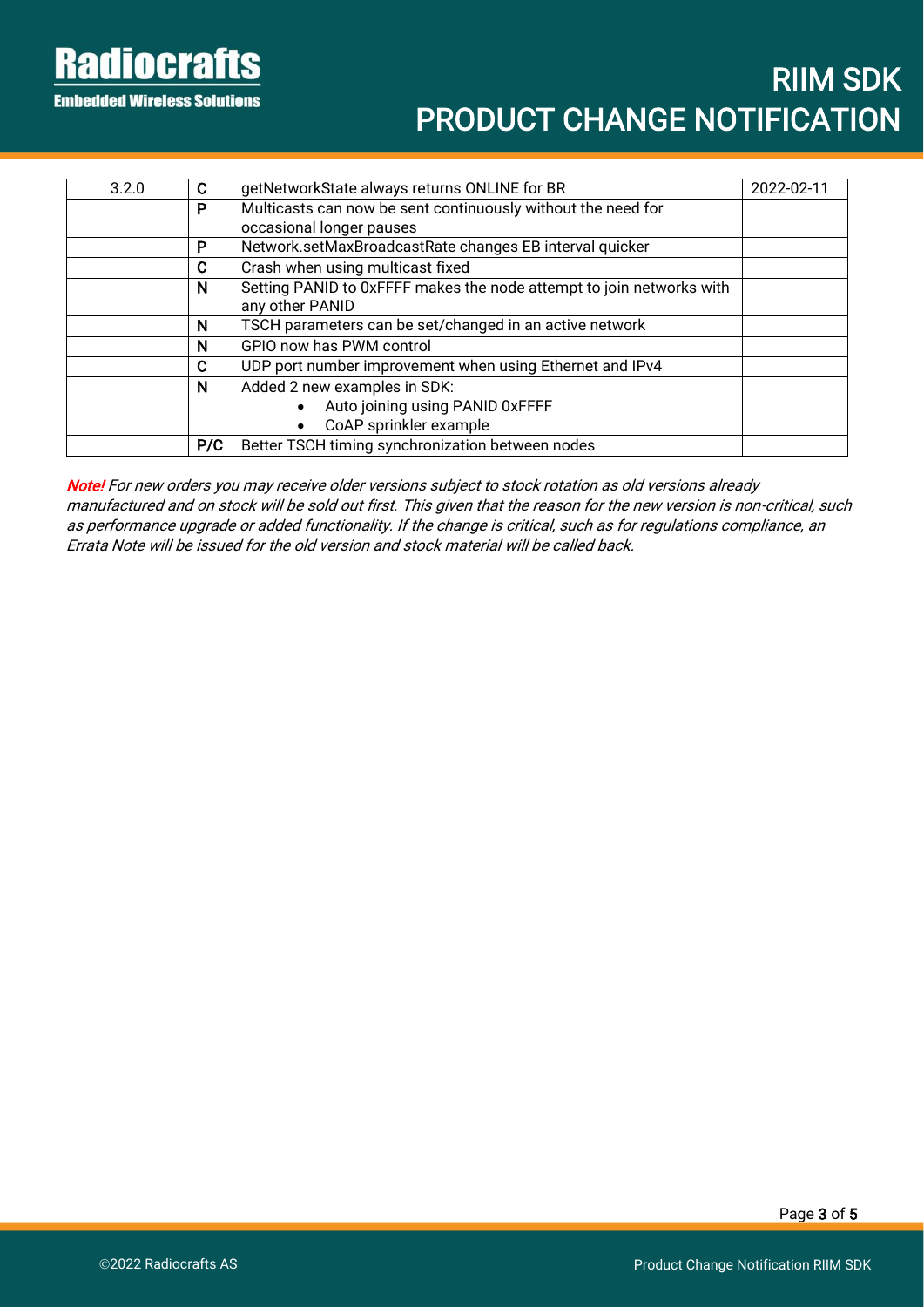| 3.2.0 | C | getNetworkState always returns ONLINE for BR | 2022-02-11 |
|---|---|---|---|
| | P | Multicasts can now be sent continuously without the need for occasional longer pauses | |
| | P | Network.setMaxBroadcastRate changes EB interval quicker | |
| | C | Crash when using multicast fixed | |
| | N | Setting PANID to 0xFFFF makes the node attempt to join networks with any other PANID | |
| | N | TSCH parameters can be set/changed in an active network | |
| | N | GPIO now has PWM control | |
| | C | UDP port number improvement when using Ethernet and IPv4 | |
| | N | Added 2 new examples in SDK:<br>• Auto joining using PANID 0xFFFF<br>• CoAP sprinkler example | |
| | P/C | Better TSCH timing synchronization between nodes | |

*Note! For new orders you may receive older versions subject to stock rotation as old versions already manufactured and on stock will be sold out first. This given that the reason for the new version is non-critical, such as performance upgrade or added functionality. If the change is critical, such as for regulations compliance, an Errata Note will be issued for the old version and stock material will be called back.*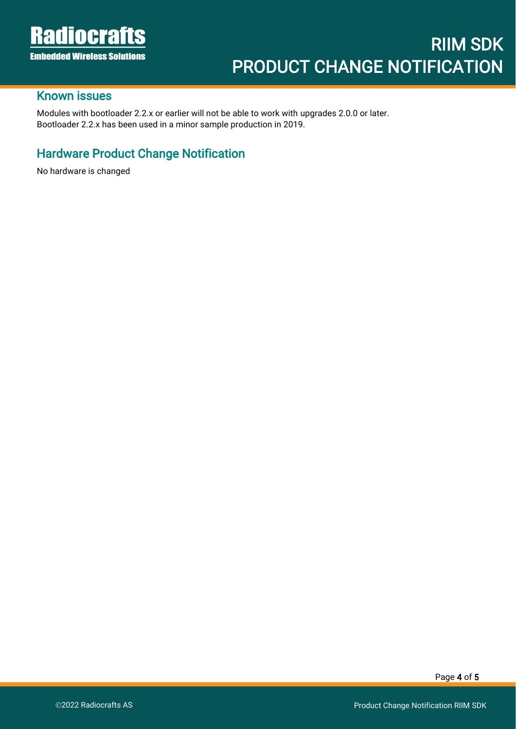## Known issues

Modules with bootloader 2.2.x or earlier will not be able to work with upgrades 2.0.0 or later.
Bootloader 2.2.x has been used in a minor sample production in 2019.

## Hardware Product Change Notification

No hardware is changed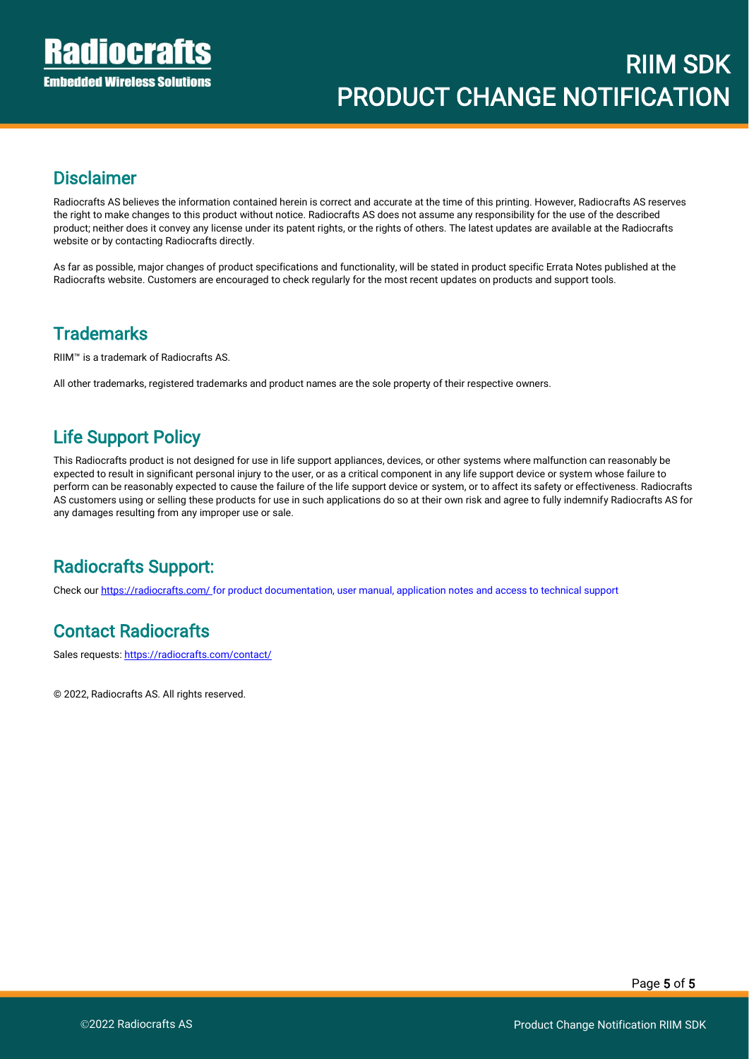## Disclaimer

Radiocrafts AS believes the information contained herein is correct and accurate at the time of this printing. However, Radiocrafts AS reserves the right to make changes to this product without notice. Radiocrafts AS does not assume any responsibility for the use of the described product; neither does it convey any license under its patent rights, or the rights of others. The latest updates are available at the Radiocrafts website or by contacting Radiocrafts directly.

As far as possible, major changes of product specifications and functionality, will be stated in product specific Errata Notes published at the Radiocrafts website. Customers are encouraged to check regularly for the most recent updates on products and support tools.

## Trademarks

RIIM™ is a trademark of Radiocrafts AS.

All other trademarks, registered trademarks and product names are the sole property of their respective owners.

## Life Support Policy

This Radiocrafts product is not designed for use in life support appliances, devices, or other systems where malfunction can reasonably be expected to result in significant personal injury to the user, or as a critical component in any life support device or system whose failure to perform can be reasonably expected to cause the failure of the life support device or system, or to affect its safety or effectiveness. Radiocrafts AS customers using or selling these products for use in such applications do so at their own risk and agree to fully indemnify Radiocrafts AS for any damages resulting from any improper use or sale.

## Radiocrafts Support:

Check our https://radiocrafts.com/ for product documentation, user manual, application notes and access to technical support

## Contact Radiocrafts

Sales requests: https://radiocrafts.com/contact/

© 2022, Radiocrafts AS. All rights reserved.